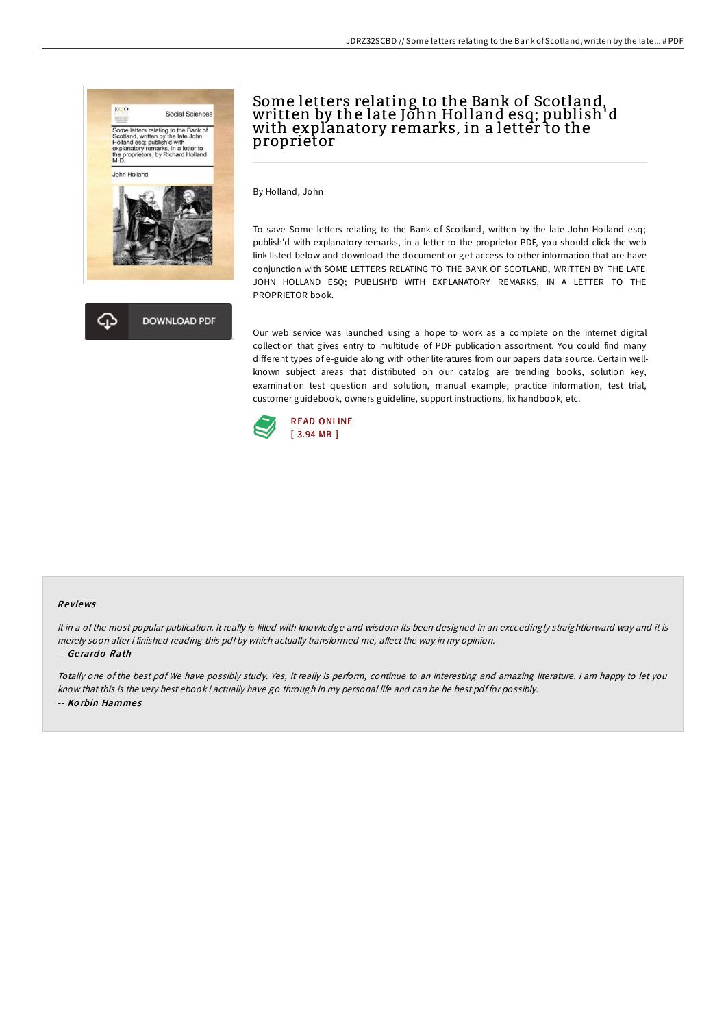# Some letters relating to the Bank of Scotland, written by the late John Holland esq; publish'd with explanatory remarks, in a letter to the proprietor

By Holland, John

To save Some letters relating to the Bank of Scotland, written by the late John Holland esq; publish'd with explanatory remarks, in a letter to the proprietor PDF, you should click the web link listed below and download the document or get access to other information that are have conjunction with SOME LETTERS RELATING TO THE BANK OF SCOTLAND, WRITTEN BY THE LATE JOHN HOLLAND ESQ; PUBLISH'D WITH EXPLANATORY REMARKS, IN A LETTER TO THE PROPRIETOR book.

Our web service was launched using a hope to work as a complete on the internet digital collection that gives entry to multitude of PDF publication assortment. You could find many different types of e-guide along with other literatures from our papers data source. Certain well-known subject areas that distributed on our catalog are trending books, solution key, examination test question and solution, manual example, practice information, test trial, customer guidebook, owners guideline, support instructions, fix handbook, etc.

READ ONLINE
[ 3.94 MB ]

## Reviews

*It in a of the most popular publication. It really is filled with knowledge and wisdom Its been designed in an exceedingly straightforward way and it is merely soon after i finished reading this pdf by which actually transformed me, affect the way in my opinion.*

-- *Gerardo Rath*

*Totally one of the best pdf We have possibly study. Yes, it really is perform, continue to an interesting and amazing literature. I am happy to let you know that this is the very best ebook i actually have go through in my personal life and can be he best pdf for possibly.*

-- *Korbin Hammes*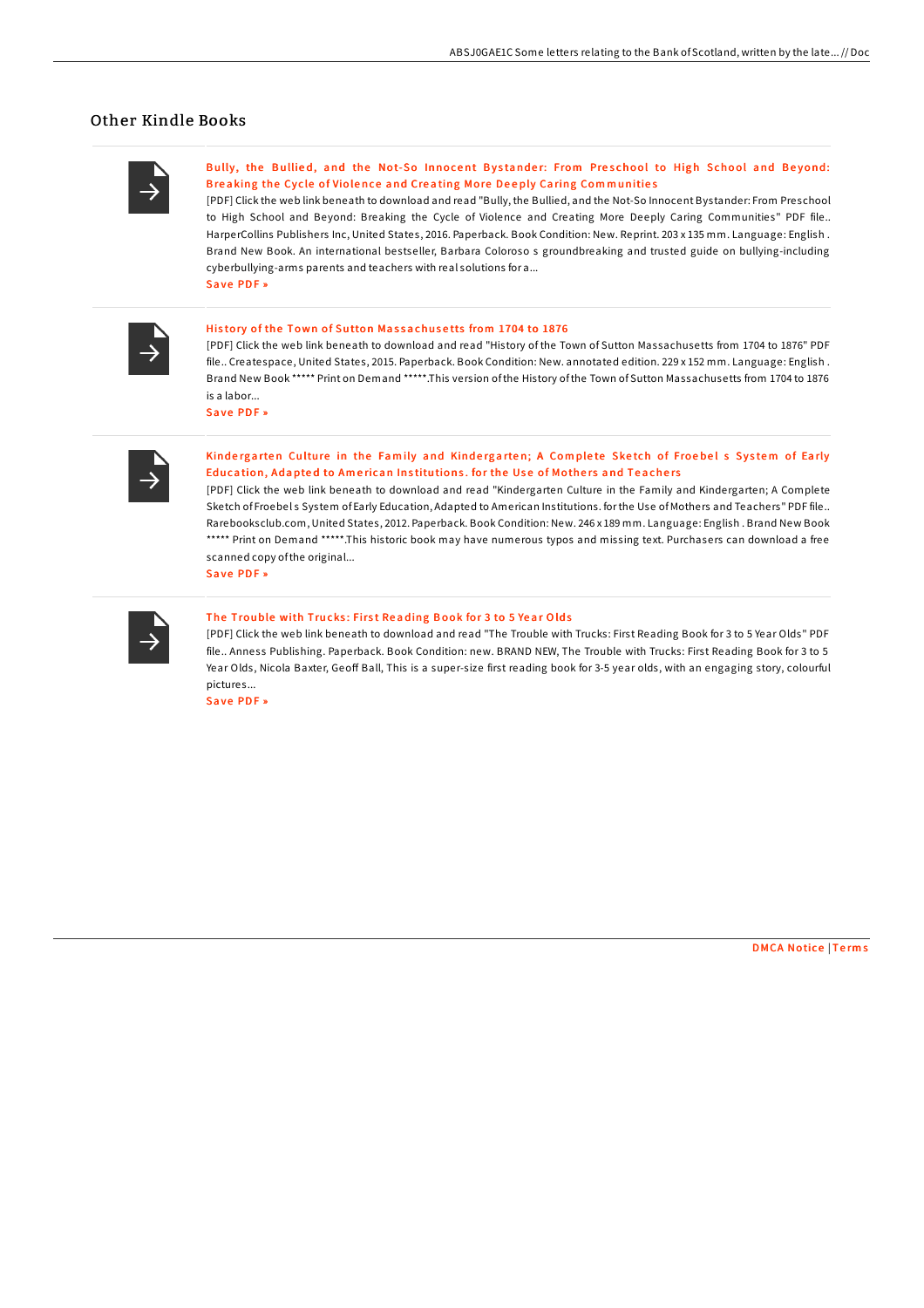## Other Kindle Books

**Bully, the Bullied, and the Not-So Innocent Bystander: From Preschool to High School and Beyond: Breaking the Cycle of Violence and Creating More Deeply Caring Communities**

[PDF] Click the web link beneath to download and read "Bully, the Bullied, and the Not-So Innocent Bystander: From Preschool to High School and Beyond: Breaking the Cycle of Violence and Creating More Deeply Caring Communities" PDF file.. HarperCollins Publishers Inc, United States, 2016. Paperback. Book Condition: New. Reprint. 203 x 135 mm. Language: English . Brand New Book. An international bestseller, Barbara Coloroso s groundbreaking and trusted guide on bullying-including cyberbullying-arms parents and teachers with real solutions for a...

Save PDF »

**History of the Town of Sutton Massachusetts from 1704 to 1876**

[PDF] Click the web link beneath to download and read "History of the Town of Sutton Massachusetts from 1704 to 1876" PDF file.. Createspace, United States, 2015. Paperback. Book Condition: New. annotated edition. 229 x 152 mm. Language: English . Brand New Book ***** Print on Demand *****.This version of the History of the Town of Sutton Massachusetts from 1704 to 1876 is a labor...

Save PDF »

**Kindergarten Culture in the Family and Kindergarten; A Complete Sketch of Froebel s System of Early Education, Adapted to American Institutions. for the Use of Mothers and Teachers**

[PDF] Click the web link beneath to download and read "Kindergarten Culture in the Family and Kindergarten; A Complete Sketch of Froebel s System of Early Education, Adapted to American Institutions. for the Use of Mothers and Teachers" PDF file.. Rarebooksclub.com, United States, 2012. Paperback. Book Condition: New. 246 x 189 mm. Language: English . Brand New Book ***** Print on Demand *****.This historic book may have numerous typos and missing text. Purchasers can download a free scanned copy of the original...

Save PDF »

**The Trouble with Trucks: First Reading Book for 3 to 5 Year Olds**

[PDF] Click the web link beneath to download and read "The Trouble with Trucks: First Reading Book for 3 to 5 Year Olds" PDF file.. Anness Publishing. Paperback. Book Condition: new. BRAND NEW, The Trouble with Trucks: First Reading Book for 3 to 5 Year Olds, Nicola Baxter, Geoff Ball, This is a super-size first reading book for 3-5 year olds, with an engaging story, colourful pictures...

Save PDF »

DMCA Notice | Terms